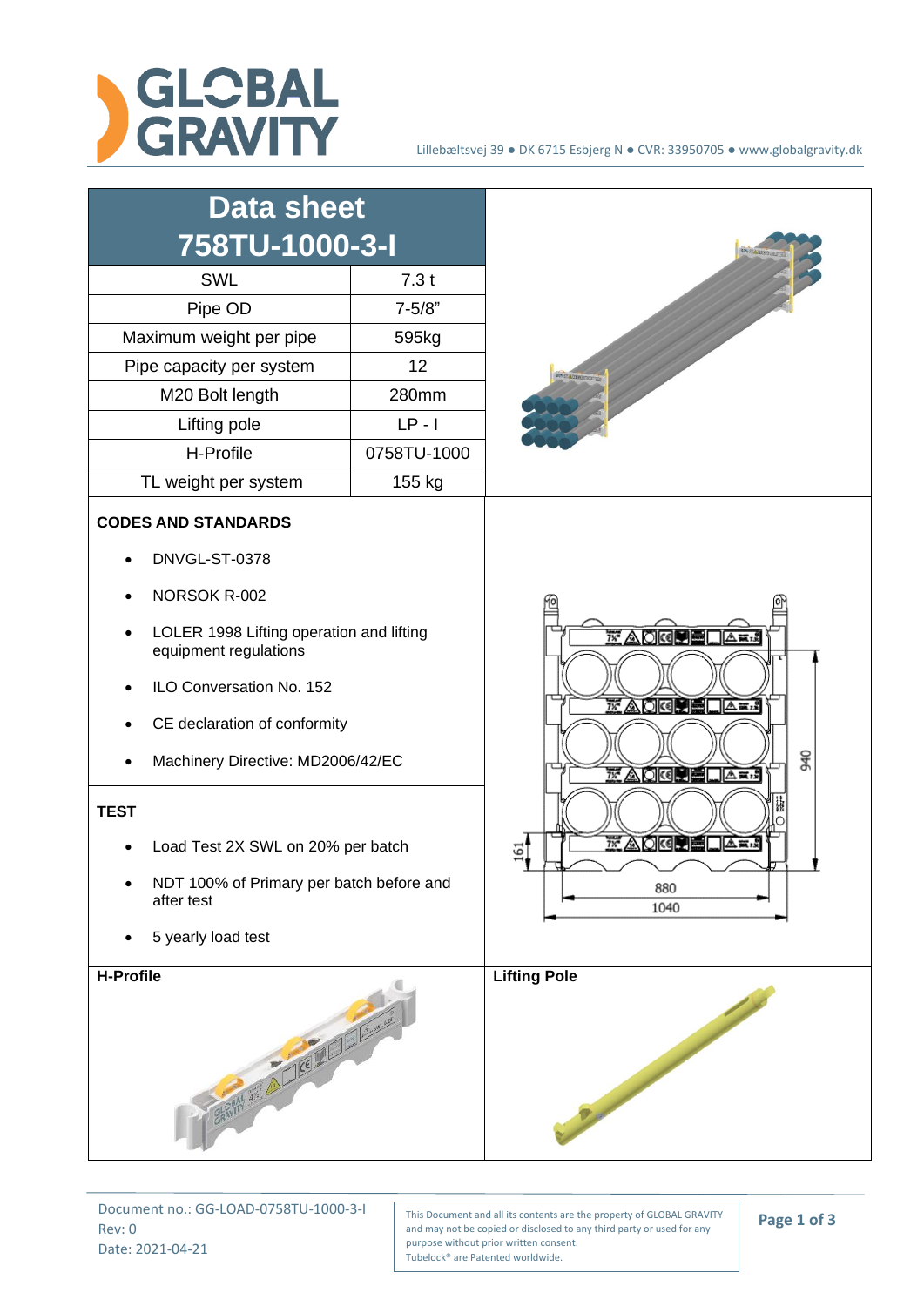# Data sheet 758TU-1000-3-I

| SWL | 7.3 t |
|---|---|
| Pipe OD | 7-5/8" |
| Maximum weight per pipe | 595kg |
| Pipe capacity per system | 12 |
| M20 Bolt length | 280mm |
| Lifting pole | LP - I |
| H-Profile | 0758TU-1000 |
| TL weight per system | 155 kg |

**CODES AND STANDARDS**

- DNVGL-ST-0378
- NORSOK R-002
- LOLER 1998 Lifting operation and lifting equipment regulations
- ILO Conversation No. 152
- CE declaration of conformity
- Machinery Directive: MD2006/42/EC

**TEST**

- Load Test 2X SWL on 20% per batch
- NDT 100% of Primary per batch before and after test
- 5 yearly load test

**H-Profile**

**Lifting Pole**

Document no.: GG-LOAD-0758TU-1000-3-I
Rev: 0
Date: 2021-04-21

This Document and all its contents are the property of GLOBAL GRAVITY and may not be copied or disclosed to any third party or used for any purpose without prior written consent.
Tubelock® are Patented worldwide.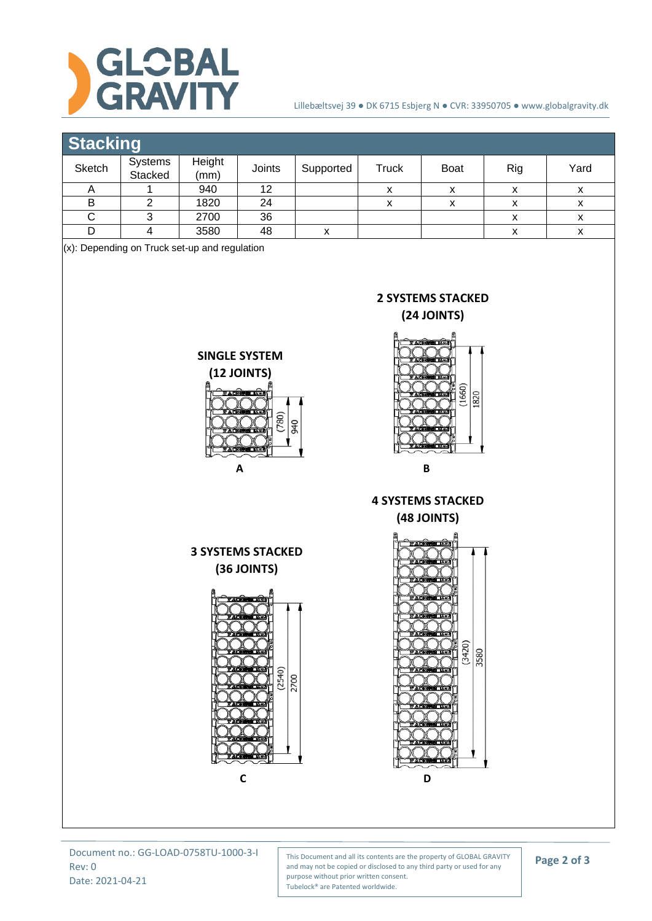## Stacking

| Sketch | Systems Stacked | Height (mm) | Joints | Supported | Truck | Boat | Rig | Yard |
|---|---|---|---|---|---|---|---|---|
| A | 1 | 940 | 12 | | x | x | x | x |
| B | 2 | 1820 | 24 | | x | x | x | x |
| C | 3 | 2700 | 36 | | | | x | x |
| D | 4 | 3580 | 48 | x | | | x | x |

(x): Depending on Truck set-up and regulation

**SINGLE SYSTEM (12 JOINTS)**

(780) 940

**A**

**2 SYSTEMS STACKED (24 JOINTS)**

(1660) 1820

**B**

**3 SYSTEMS STACKED (36 JOINTS)**

(2540) 2700

**C**

**4 SYSTEMS STACKED (48 JOINTS)**

(3420) 3580

**D**

Document no.: GG-LOAD-0758TU-1000-3-I
Rev: 0
Date: 2021-04-21

This Document and all its contents are the property of GLOBAL GRAVITY and may not be copied or disclosed to any third party or used for any purpose without prior written consent.
Tubelock® are Patented worldwide.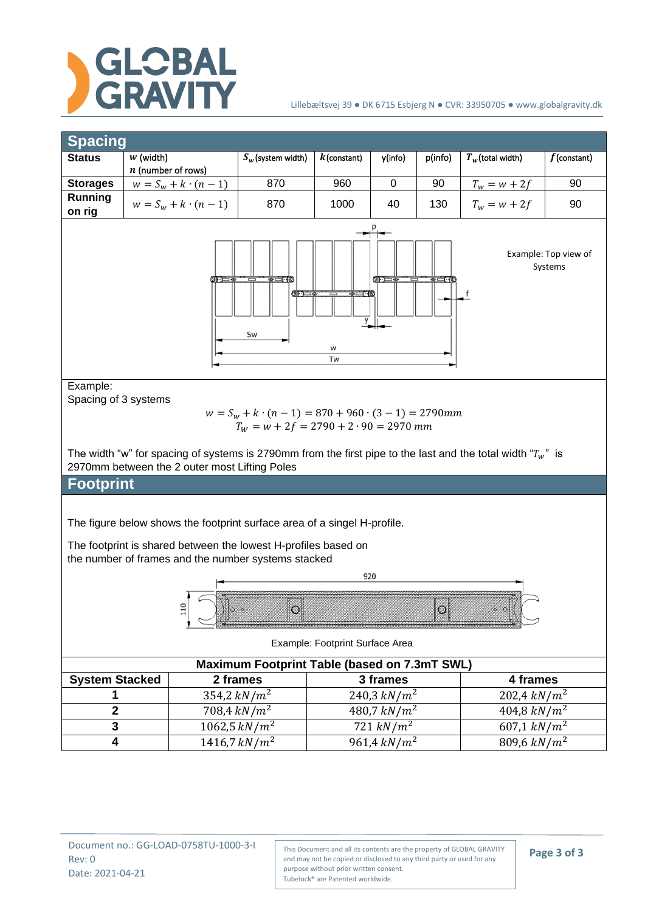## Spacing

| Status | $w$ (width) $n$ (number of rows) | $S_w$ (system width) | $k$ (constant) | y(info) | p(info) | $T_w$ (total width) | $f$ (constant) |
|---|---|---|---|---|---|---|---|
| **Storages** | $w = S_w + k \cdot (n-1)$ | 870 | 960 | 0 | 90 | $T_w = w + 2f$ | 90 |
| **Running on rig** | $w = S_w + k \cdot (n-1)$ | 870 | 1000 | 40 | 130 | $T_w = w + 2f$ | 90 |

p

f

y

Sw

w

Tw

Example: Top view of Systems

Example:
Spacing of 3 systems

$$w = S_w + k \cdot (n-1) = 870 + 960 \cdot (3-1) = 2790mm$$
$$T_W = w + 2f = 2790 + 2 \cdot 90 = 2970\ mm$$

The width "w" for spacing of systems is 2790mm from the first pipe to the last and the total width "$T_w$" is 2970mm between the 2 outer most Lifting Poles

## Footprint

The figure below shows the footprint surface area of a singel H-profile.

The footprint is shared between the lowest H-profiles based on the number of frames and the number systems stacked

920

110

Example: Footprint Surface Area

| Maximum Footprint Table (based on 7.3mT SWL) | | | |
|---|---|---|---|
| **System Stacked** | **2 frames** | **3 frames** | **4 frames** |
| **1** | 354,2 $kN/m^2$ | 240,3 $kN/m^2$ | 202,4 $kN/m^2$ |
| **2** | 708,4 $kN/m^2$ | 480,7 $kN/m^2$ | 404,8 $kN/m^2$ |
| **3** | 1062,5 $kN/m^2$ | 721 $kN/m^2$ | 607,1 $kN/m^2$ |
| **4** | 1416,7 $kN/m^2$ | 961,4 $kN/m^2$ | 809,6 $kN/m^2$ |

Document no.: GG-LOAD-0758TU-1000-3-I
Rev: 0
Date: 2021-04-21

This Document and all its contents are the property of GLOBAL GRAVITY and may not be copied or disclosed to any third party or used for any purpose without prior written consent.
Tubelock® are Patented worldwide.